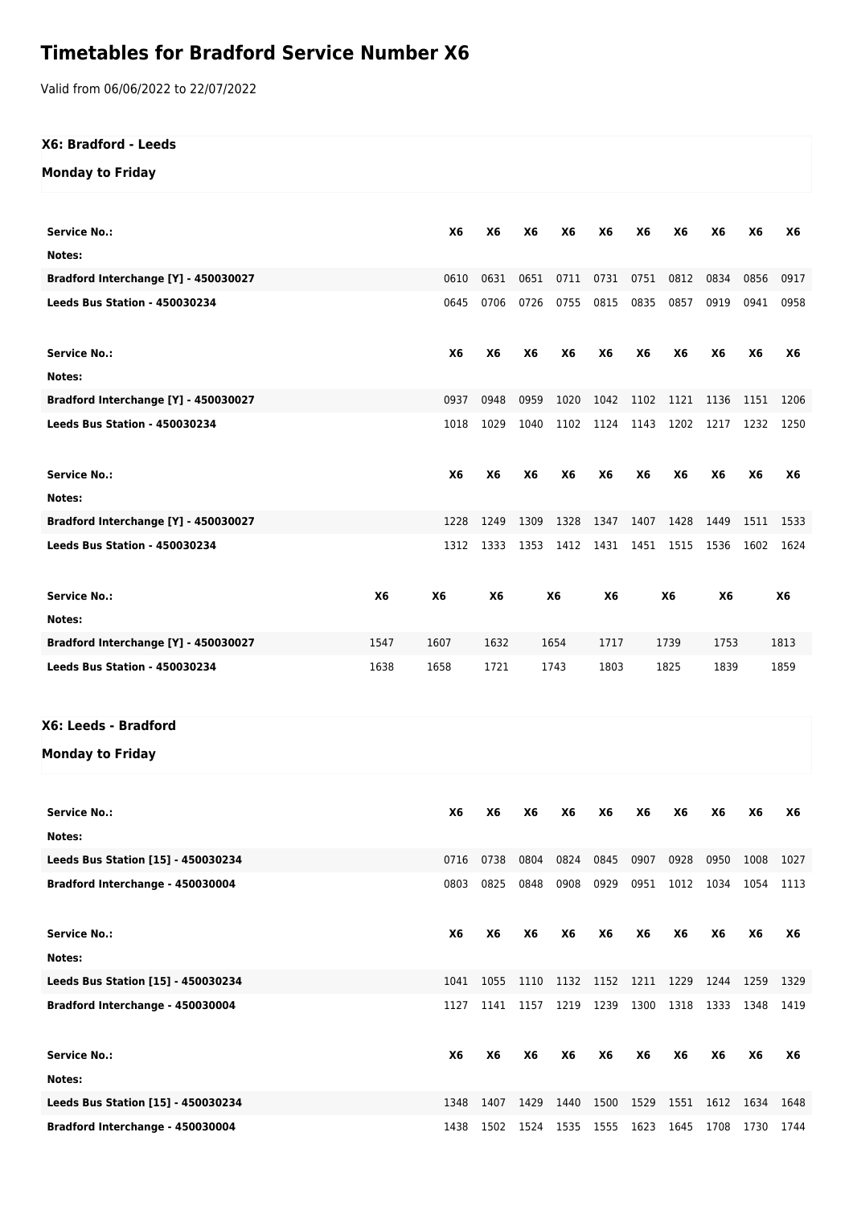# Timetables for Bradford Service Number X6

Valid from 06/06/2022 to 22/07/2022

### X6: Bradford - Leeds

#### Monday to Friday

| Service No.: | X6 | X6 | X6 | X6 | X6 | X6 | X6 | X6 | X6 | X6 |
|---|---|---|---|---|---|---|---|---|---|---|
| Notes: | | | | | | | | | | |
| Bradford Interchange [Y] - 450030027 | 0610 | 0631 | 0651 | 0711 | 0731 | 0751 | 0812 | 0834 | 0856 | 0917 |
| Leeds Bus Station - 450030234 | 0645 | 0706 | 0726 | 0755 | 0815 | 0835 | 0857 | 0919 | 0941 | 0958 |

| Service No.: | X6 | X6 | X6 | X6 | X6 | X6 | X6 | X6 | X6 | X6 |
|---|---|---|---|---|---|---|---|---|---|---|
| Notes: | | | | | | | | | | |
| Bradford Interchange [Y] - 450030027 | 0937 | 0948 | 0959 | 1020 | 1042 | 1102 | 1121 | 1136 | 1151 | 1206 |
| Leeds Bus Station - 450030234 | 1018 | 1029 | 1040 | 1102 | 1124 | 1143 | 1202 | 1217 | 1232 | 1250 |

| Service No.: | X6 | X6 | X6 | X6 | X6 | X6 | X6 | X6 | X6 | X6 |
|---|---|---|---|---|---|---|---|---|---|---|
| Notes: | | | | | | | | | | |
| Bradford Interchange [Y] - 450030027 | 1228 | 1249 | 1309 | 1328 | 1347 | 1407 | 1428 | 1449 | 1511 | 1533 |
| Leeds Bus Station - 450030234 | 1312 | 1333 | 1353 | 1412 | 1431 | 1451 | 1515 | 1536 | 1602 | 1624 |

| Service No.: | X6 | X6 | X6 | X6 | X6 | X6 | X6 | X6 |
|---|---|---|---|---|---|---|---|---|
| Notes: | | | | | | | | |
| Bradford Interchange [Y] - 450030027 | 1547 | 1607 | 1632 | 1654 | 1717 | 1739 | 1753 | 1813 |
| Leeds Bus Station - 450030234 | 1638 | 1658 | 1721 | 1743 | 1803 | 1825 | 1839 | 1859 |

### X6: Leeds - Bradford

#### Monday to Friday

| Service No.: | X6 | X6 | X6 | X6 | X6 | X6 | X6 | X6 | X6 | X6 |
|---|---|---|---|---|---|---|---|---|---|---|
| Notes: | | | | | | | | | | |
| Leeds Bus Station [15] - 450030234 | 0716 | 0738 | 0804 | 0824 | 0845 | 0907 | 0928 | 0950 | 1008 | 1027 |
| Bradford Interchange - 450030004 | 0803 | 0825 | 0848 | 0908 | 0929 | 0951 | 1012 | 1034 | 1054 | 1113 |

| Service No.: | X6 | X6 | X6 | X6 | X6 | X6 | X6 | X6 | X6 | X6 |
|---|---|---|---|---|---|---|---|---|---|---|
| Notes: | | | | | | | | | | |
| Leeds Bus Station [15] - 450030234 | 1041 | 1055 | 1110 | 1132 | 1152 | 1211 | 1229 | 1244 | 1259 | 1329 |
| Bradford Interchange - 450030004 | 1127 | 1141 | 1157 | 1219 | 1239 | 1300 | 1318 | 1333 | 1348 | 1419 |

| Service No.: | X6 | X6 | X6 | X6 | X6 | X6 | X6 | X6 | X6 | X6 |
|---|---|---|---|---|---|---|---|---|---|---|
| Notes: | | | | | | | | | | |
| Leeds Bus Station [15] - 450030234 | 1348 | 1407 | 1429 | 1440 | 1500 | 1529 | 1551 | 1612 | 1634 | 1648 |
| Bradford Interchange - 450030004 | 1438 | 1502 | 1524 | 1535 | 1555 | 1623 | 1645 | 1708 | 1730 | 1744 |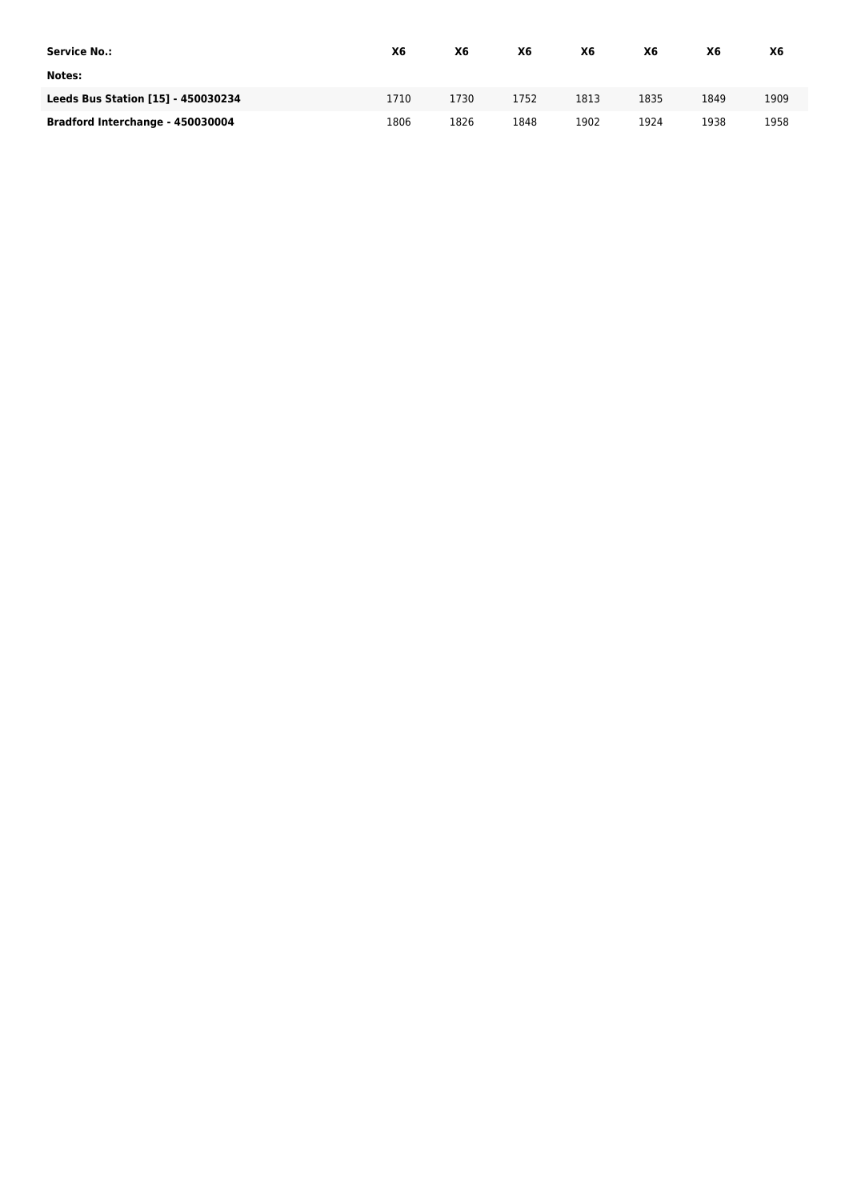| Service No.: | X6 | X6 | X6 | X6 | X6 | X6 | X6 |
| --- | --- | --- | --- | --- | --- | --- | --- |
| Notes: | | | | | | | |
| Leeds Bus Station [15] - 450030234 | 1710 | 1730 | 1752 | 1813 | 1835 | 1849 | 1909 |
| Bradford Interchange - 450030004 | 1806 | 1826 | 1848 | 1902 | 1924 | 1938 | 1958 |